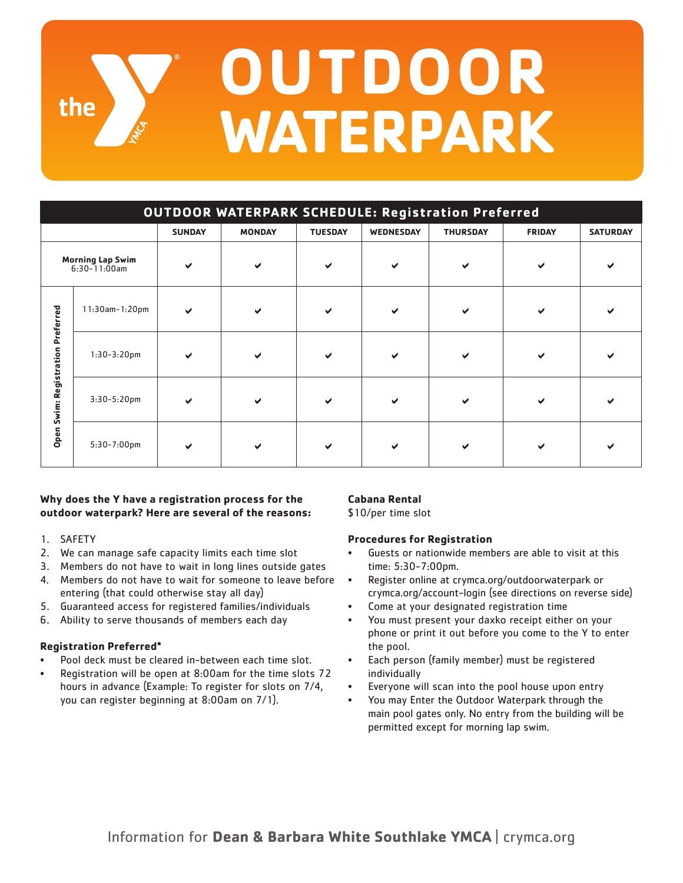# OUTDOOR WATERPARK

| OUTDOOR WATERPARK SCHEDULE: Registration Preferred | | | | | | | | |
|---|---|---|---|---|---|---|---|---|
| | | SUNDAY | MONDAY | TUESDAY | WEDNESDAY | THURSDAY | FRIDAY | SATURDAY |
| **Morning Lap Swim** 6:30-11:00am | | ✔ | ✔ | ✔ | ✔ | ✔ | ✔ | ✔ |
| **Open Swim: Registration Preferred** | 11:30am-1:20pm | ✔ | ✔ | ✔ | ✔ | ✔ | ✔ | ✔ |
| | 1:30-3:20pm | ✔ | ✔ | ✔ | ✔ | ✔ | ✔ | ✔ |
| | 3:30-5:20pm | ✔ | ✔ | ✔ | ✔ | ✔ | ✔ | ✔ |
| | 5:30-7:00pm | ✔ | ✔ | ✔ | ✔ | ✔ | ✔ | ✔ |

**Why does the Y have a registration process for the outdoor waterpark? Here are several of the reasons:**

1. SAFETY
2. We can manage safe capacity limits each time slot
3. Members do not have to wait in long lines outside gates
4. Members do not have to wait for someone to leave before entering (that could otherwise stay all day)
5. Guaranteed access for registered families/individuals
6. Ability to serve thousands of members each day

**Registration Preferred***

- Pool deck must be cleared in-between each time slot.
- Registration will be open at 8:00am for the time slots 72 hours in advance (Example: To register for slots on 7/4, you can register beginning at 8:00am on 7/1).

**Cabana Rental**

$10/per time slot

**Procedures for Registration**

- Guests or nationwide members are able to visit at this time: 5:30-7:00pm.
- Register online at crymca.org/outdoorwaterpark or crymca.org/account-login (see directions on reverse side)
- Come at your designated registration time
- You must present your daxko receipt either on your phone or print it out before you come to the Y to enter the pool.
- Each person (family member) must be registered individually
- Everyone will scan into the pool house upon entry
- You may Enter the Outdoor Waterpark through the main pool gates only. No entry from the building will be permitted except for morning lap swim.

Information for **Dean & Barbara White Southlake YMCA** | crymca.org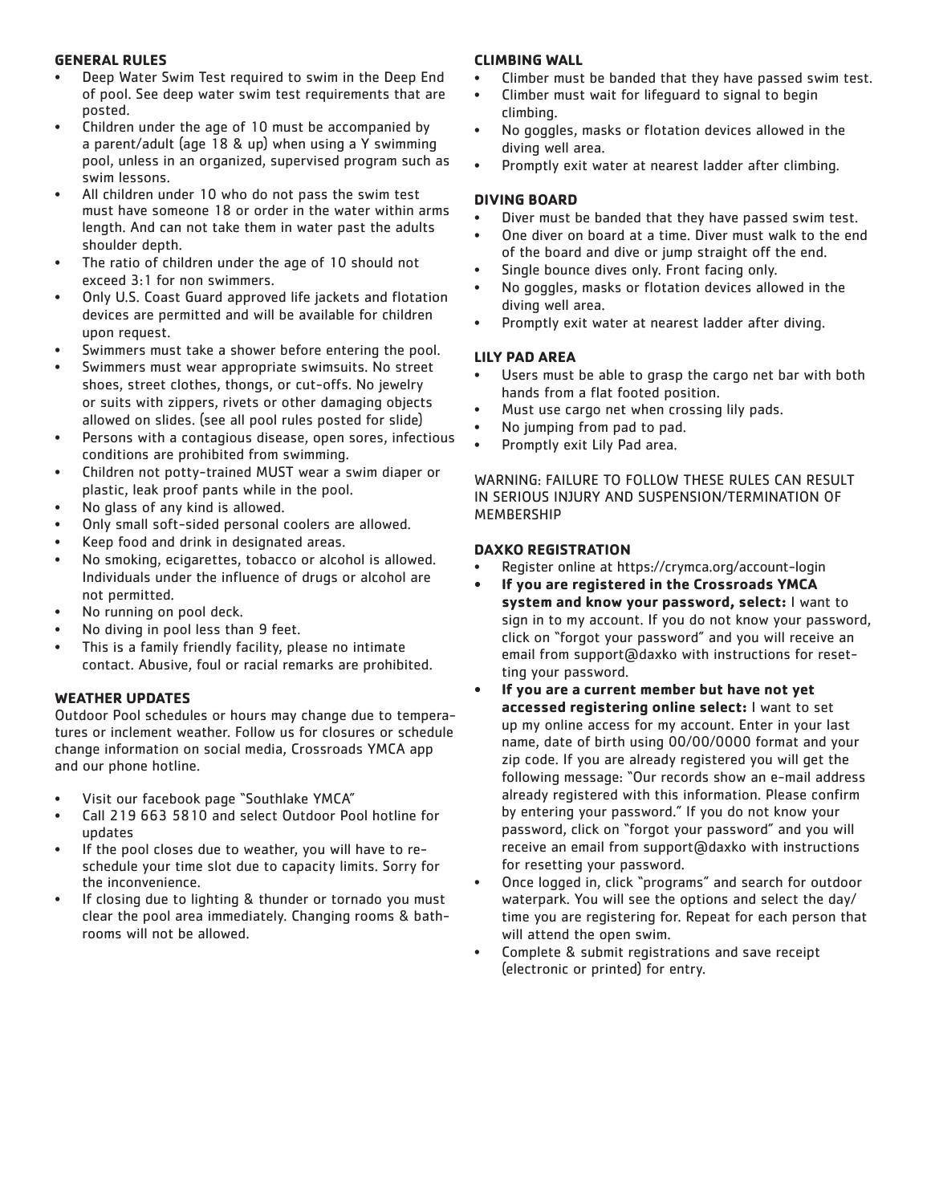## GENERAL RULES

- Deep Water Swim Test required to swim in the Deep End of pool. See deep water swim test requirements that are posted.
- Children under the age of 10 must be accompanied by a parent/adult (age 18 & up) when using a Y swimming pool, unless in an organized, supervised program such as swim lessons.
- All children under 10 who do not pass the swim test must have someone 18 or order in the water within arms length. And can not take them in water past the adults shoulder depth.
- The ratio of children under the age of 10 should not exceed 3:1 for non swimmers.
- Only U.S. Coast Guard approved life jackets and flotation devices are permitted and will be available for children upon request.
- Swimmers must take a shower before entering the pool.
- Swimmers must wear appropriate swimsuits. No street shoes, street clothes, thongs, or cut-offs. No jewelry or suits with zippers, rivets or other damaging objects allowed on slides. (see all pool rules posted for slide)
- Persons with a contagious disease, open sores, infectious conditions are prohibited from swimming.
- Children not potty-trained MUST wear a swim diaper or plastic, leak proof pants while in the pool.
- No glass of any kind is allowed.
- Only small soft-sided personal coolers are allowed.
- Keep food and drink in designated areas.
- No smoking, ecigarettes, tobacco or alcohol is allowed. Individuals under the influence of drugs or alcohol are not permitted.
- No running on pool deck.
- No diving in pool less than 9 feet.
- This is a family friendly facility, please no intimate contact. Abusive, foul or racial remarks are prohibited.

## WEATHER UPDATES

Outdoor Pool schedules or hours may change due to temperatures or inclement weather. Follow us for closures or schedule change information on social media, Crossroads YMCA app and our phone hotline.

- Visit our facebook page "Southlake YMCA"
- Call 219 663 5810 and select Outdoor Pool hotline for updates
- If the pool closes due to weather, you will have to re-schedule your time slot due to capacity limits. Sorry for the inconvenience.
- If closing due to lighting & thunder or tornado you must clear the pool area immediately. Changing rooms & bathrooms will not be allowed.

## CLIMBING WALL

- Climber must be banded that they have passed swim test.
- Climber must wait for lifeguard to signal to begin climbing.
- No goggles, masks or flotation devices allowed in the diving well area.
- Promptly exit water at nearest ladder after climbing.

## DIVING BOARD

- Diver must be banded that they have passed swim test.
- One diver on board at a time. Diver must walk to the end of the board and dive or jump straight off the end.
- Single bounce dives only. Front facing only.
- No goggles, masks or flotation devices allowed in the diving well area.
- Promptly exit water at nearest ladder after diving.

## LILY PAD AREA

- Users must be able to grasp the cargo net bar with both hands from a flat footed position.
- Must use cargo net when crossing lily pads.
- No jumping from pad to pad.
- Promptly exit Lily Pad area.

WARNING: FAILURE TO FOLLOW THESE RULES CAN RESULT IN SERIOUS INJURY AND SUSPENSION/TERMINATION OF MEMBERSHIP

## DAXKO REGISTRATION

- Register online at https://crymca.org/account-login
- **If you are registered in the Crossroads YMCA system and know your password, select:** I want to sign in to my account. If you do not know your password, click on "forgot your password" and you will receive an email from support@daxko with instructions for resetting your password.
- **If you are a current member but have not yet accessed registering online select:** I want to set up my online access for my account. Enter in your last name, date of birth using 00/00/0000 format and your zip code. If you are already registered you will get the following message: "Our records show an e-mail address already registered with this information. Please confirm by entering your password." If you do not know your password, click on "forgot your password" and you will receive an email from support@daxko with instructions for resetting your password.
- Once logged in, click "programs" and search for outdoor waterpark. You will see the options and select the day/time you are registering for. Repeat for each person that will attend the open swim.
- Complete & submit registrations and save receipt (electronic or printed) for entry.